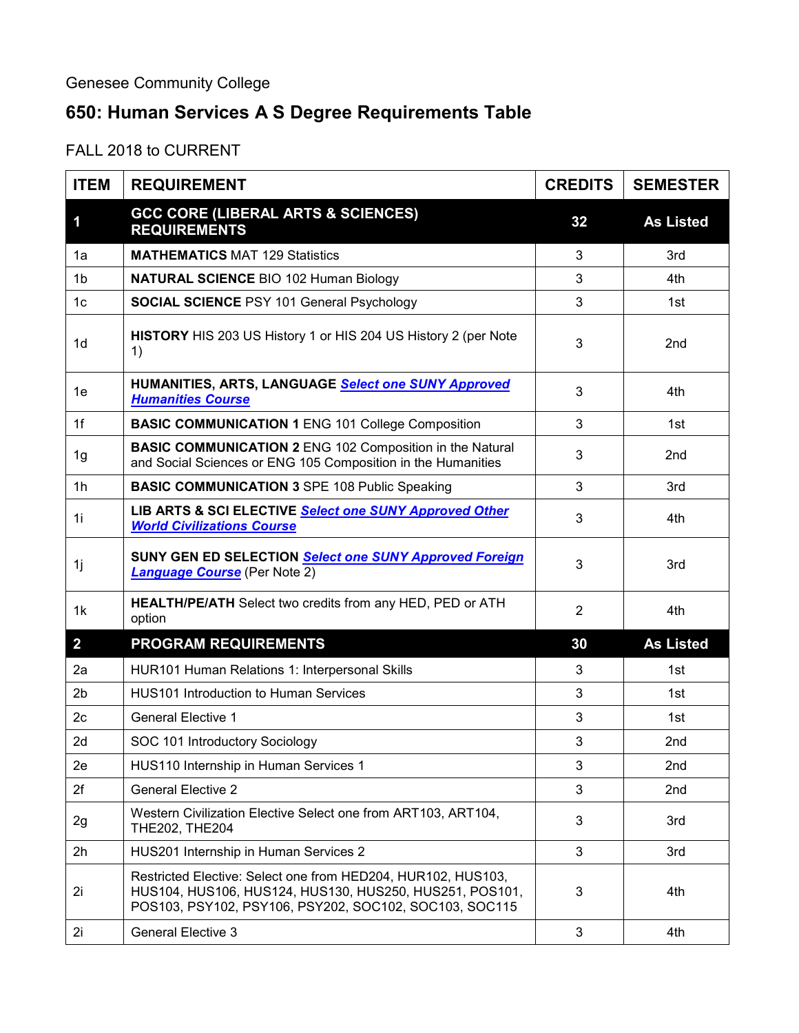Genesee Community College

## 650: Human Services A S Degree Requirements Table

FALL 2018 to CURRENT

| ITEM | REQUIREMENT | CREDITS | SEMESTER |
|---|---|---|---|
| **1** | **GCC CORE (LIBERAL ARTS & SCIENCES) REQUIREMENTS** | **32** | **As Listed** |
| 1a | **MATHEMATICS** MAT 129 Statistics | 3 | 3rd |
| 1b | **NATURAL SCIENCE** BIO 102 Human Biology | 3 | 4th |
| 1c | **SOCIAL SCIENCE** PSY 101 General Psychology | 3 | 1st |
| 1d | **HISTORY** HIS 203 US History 1 or HIS 204 US History 2 (per Note 1) | 3 | 2nd |
| 1e | **HUMANITIES, ARTS, LANGUAGE** ***Select one SUNY Approved Humanities Course*** | 3 | 4th |
| 1f | **BASIC COMMUNICATION 1** ENG 101 College Composition | 3 | 1st |
| 1g | **BASIC COMMUNICATION 2** ENG 102 Composition in the Natural and Social Sciences or ENG 105 Composition in the Humanities | 3 | 2nd |
| 1h | **BASIC COMMUNICATION 3** SPE 108 Public Speaking | 3 | 3rd |
| 1i | **LIB ARTS & SCI ELECTIVE** ***Select one SUNY Approved Other World Civilizations Course*** | 3 | 4th |
| 1j | **SUNY GEN ED SELECTION** ***Select one SUNY Approved Foreign Language Course*** (Per Note 2) | 3 | 3rd |
| 1k | **HEALTH/PE/ATH** Select two credits from any HED, PED or ATH option | 2 | 4th |
| **2** | **PROGRAM REQUIREMENTS** | **30** | **As Listed** |
| 2a | HUR101 Human Relations 1: Interpersonal Skills | 3 | 1st |
| 2b | HUS101 Introduction to Human Services | 3 | 1st |
| 2c | General Elective 1 | 3 | 1st |
| 2d | SOC 101 Introductory Sociology | 3 | 2nd |
| 2e | HUS110 Internship in Human Services 1 | 3 | 2nd |
| 2f | General Elective 2 | 3 | 2nd |
| 2g | Western Civilization Elective Select one from ART103, ART104, THE202, THE204 | 3 | 3rd |
| 2h | HUS201 Internship in Human Services 2 | 3 | 3rd |
| 2i | Restricted Elective: Select one from HED204, HUR102, HUS103, HUS104, HUS106, HUS124, HUS130, HUS250, HUS251, POS101, POS103, PSY102, PSY106, PSY202, SOC102, SOC103, SOC115 | 3 | 4th |
| 2i | General Elective 3 | 3 | 4th |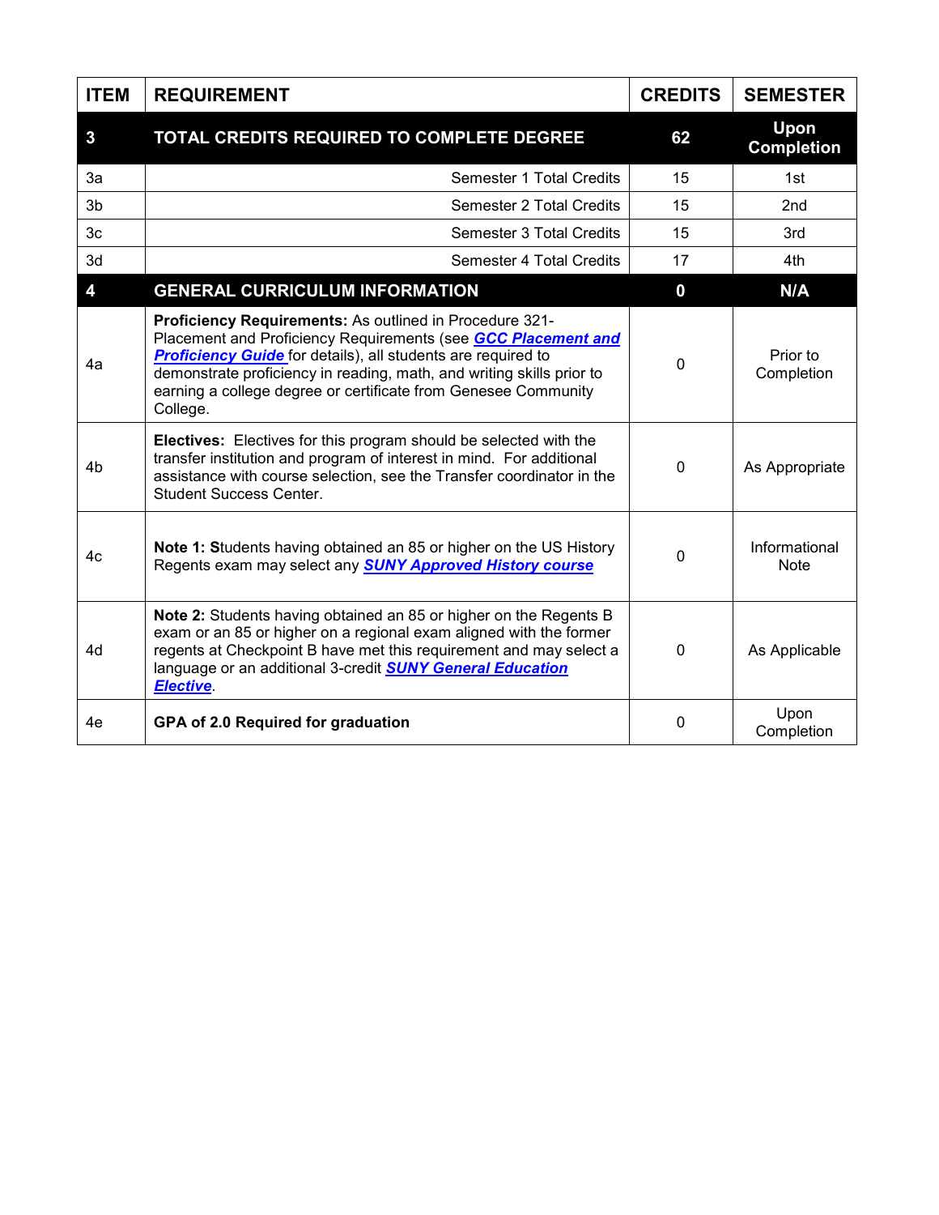| ITEM | REQUIREMENT | CREDITS | SEMESTER |
|---|---|---|---|
| **3** | **TOTAL CREDITS REQUIRED TO COMPLETE DEGREE** | **62** | **Upon Completion** |
| 3a | Semester 1 Total Credits | 15 | 1st |
| 3b | Semester 2 Total Credits | 15 | 2nd |
| 3c | Semester 3 Total Credits | 15 | 3rd |
| 3d | Semester 4 Total Credits | 17 | 4th |
| **4** | **GENERAL CURRICULUM INFORMATION** | **0** | **N/A** |
| 4a | **Proficiency Requirements:** As outlined in Procedure 321-Placement and Proficiency Requirements (see ***GCC Placement and Proficiency Guide*** for details), all students are required to demonstrate proficiency in reading, math, and writing skills prior to earning a college degree or certificate from Genesee Community College. | 0 | Prior to Completion |
| 4b | **Electives:** Electives for this program should be selected with the transfer institution and program of interest in mind. For additional assistance with course selection, see the Transfer coordinator in the Student Success Center. | 0 | As Appropriate |
| 4c | **Note 1: S**tudents having obtained an 85 or higher on the US History Regents exam may select any ***SUNY Approved History course*** | 0 | Informational Note |
| 4d | **Note 2:** Students having obtained an 85 or higher on the Regents B exam or an 85 or higher on a regional exam aligned with the former regents at Checkpoint B have met this requirement and may select a language or an additional 3-credit ***SUNY General Education Elective***. | 0 | As Applicable |
| 4e | **GPA of 2.0 Required for graduation** | 0 | Upon Completion |